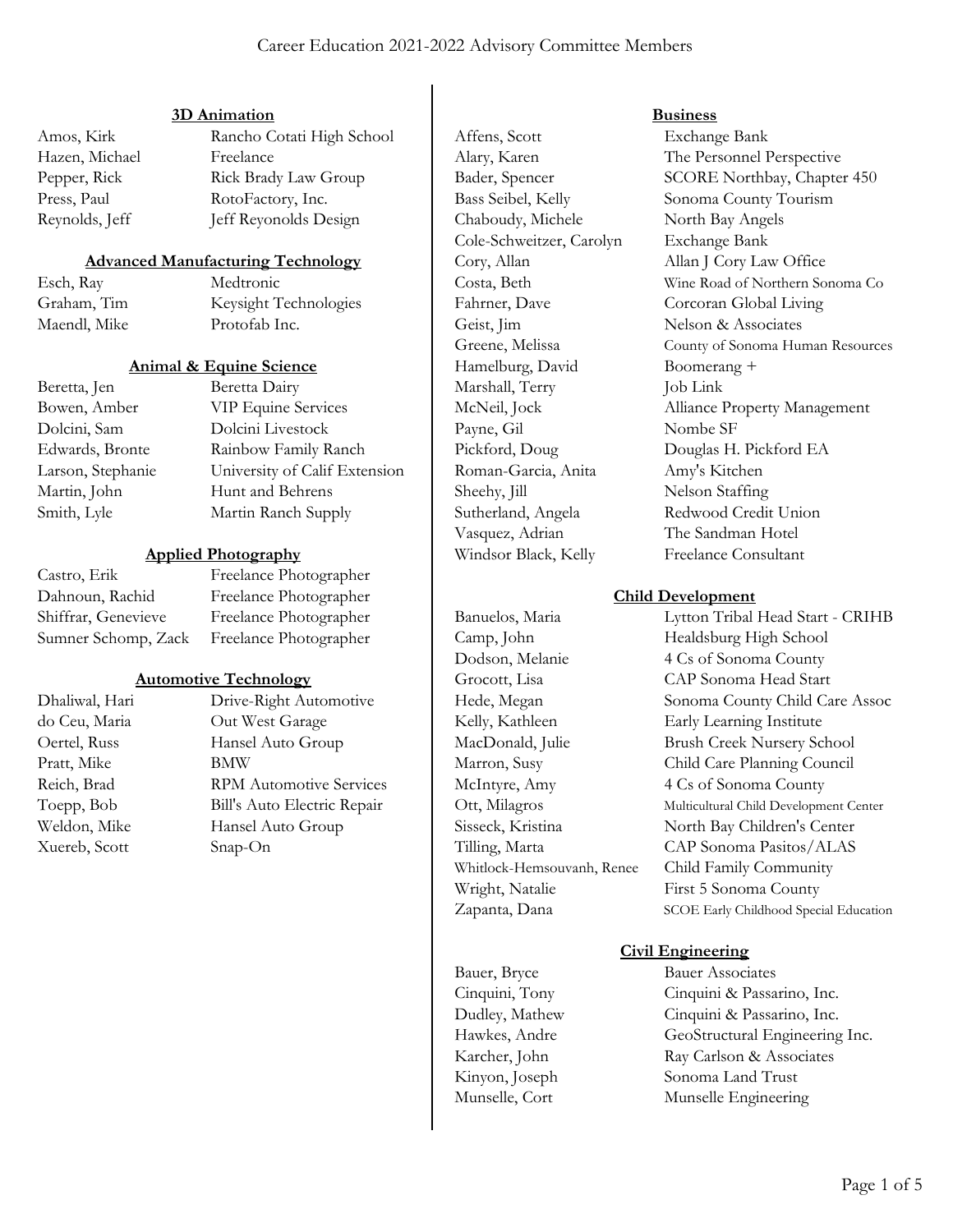# Career Education 2021-2022 Advisory Committee Members

### 3D Animation

| | |
|---|---|
| Amos, Kirk | Rancho Cotati High School |
| Hazen, Michael | Freelance |
| Pepper, Rick | Rick Brady Law Group |
| Press, Paul | RotoFactory, Inc. |
| Reynolds, Jeff | Jeff Reyonolds Design |

### Advanced Manufacturing Technology

| | |
|---|---|
| Esch, Ray | Medtronic |
| Graham, Tim | Keysight Technologies |
| Maendl, Mike | Protofab Inc. |

### Animal & Equine Science

| | |
|---|---|
| Beretta, Jen | Beretta Dairy |
| Bowen, Amber | VIP Equine Services |
| Dolcini, Sam | Dolcini Livestock |
| Edwards, Bronte | Rainbow Family Ranch |
| Larson, Stephanie | University of Calif Extension |
| Martin, John | Hunt and Behrens |
| Smith, Lyle | Martin Ranch Supply |

### Applied Photography

| | |
|---|---|
| Castro, Erik | Freelance Photographer |
| Dahnoun, Rachid | Freelance Photographer |
| Shiffrar, Genevieve | Freelance Photographer |
| Sumner Schomp, Zack | Freelance Photographer |

### Automotive Technology

| | |
|---|---|
| Dhaliwal, Hari | Drive-Right Automotive |
| do Ceu, Maria | Out West Garage |
| Oertel, Russ | Hansel Auto Group |
| Pratt, Mike | BMW |
| Reich, Brad | RPM Automotive Services |
| Toepp, Bob | Bill's Auto Electric Repair |
| Weldon, Mike | Hansel Auto Group |
| Xuereb, Scott | Snap-On |

### Business

| | |
|---|---|
| Affens, Scott | Exchange Bank |
| Alary, Karen | The Personnel Perspective |
| Bader, Spencer | SCORE Northbay, Chapter 450 |
| Bass Seibel, Kelly | Sonoma County Tourism |
| Chaboudy, Michele | North Bay Angels |
| Cole-Schweitzer, Carolyn | Exchange Bank |
| Cory, Allan | Allan J Cory Law Office |
| Costa, Beth | Wine Road of Northern Sonoma Co |
| Fahrner, Dave | Corcoran Global Living |
| Geist, Jim | Nelson & Associates |
| Greene, Melissa | County of Sonoma Human Resources |
| Hamelburg, David | Boomerang + |
| Marshall, Terry | Job Link |
| McNeil, Jock | Alliance Property Management |
| Payne, Gil | Nombe SF |
| Pickford, Doug | Douglas H. Pickford EA |
| Roman-Garcia, Anita | Amy's Kitchen |
| Sheehy, Jill | Nelson Staffing |
| Sutherland, Angela | Redwood Credit Union |
| Vasquez, Adrian | The Sandman Hotel |
| Windsor Black, Kelly | Freelance Consultant |

### Child Development

| | |
|---|---|
| Banuelos, Maria | Lytton Tribal Head Start - CRIHB |
| Camp, John | Healdsburg High School |
| Dodson, Melanie | 4 Cs of Sonoma County |
| Grocott, Lisa | CAP Sonoma Head Start |
| Hede, Megan | Sonoma County Child Care Assoc |
| Kelly, Kathleen | Early Learning Institute |
| MacDonald, Julie | Brush Creek Nursery School |
| Marron, Susy | Child Care Planning Council |
| McIntyre, Amy | 4 Cs of Sonoma County |
| Ott, Milagros | Multicultural Child Development Center |
| Sisseck, Kristina | North Bay Children's Center |
| Tilling, Marta | CAP Sonoma Pasitos/ALAS |
| Whitlock-Hemsouvanh, Renee | Child Family Community |
| Wright, Natalie | First 5 Sonoma County |
| Zapanta, Dana | SCOE Early Childhood Special Education |

### Civil Engineering

| | |
|---|---|
| Bauer, Bryce | Bauer Associates |
| Cinquini, Tony | Cinquini & Passarino, Inc. |
| Dudley, Mathew | Cinquini & Passarino, Inc. |
| Hawkes, Andre | GeoStructural Engineering Inc. |
| Karcher, John | Ray Carlson & Associates |
| Kinyon, Joseph | Sonoma Land Trust |
| Munselle, Cort | Munselle Engineering |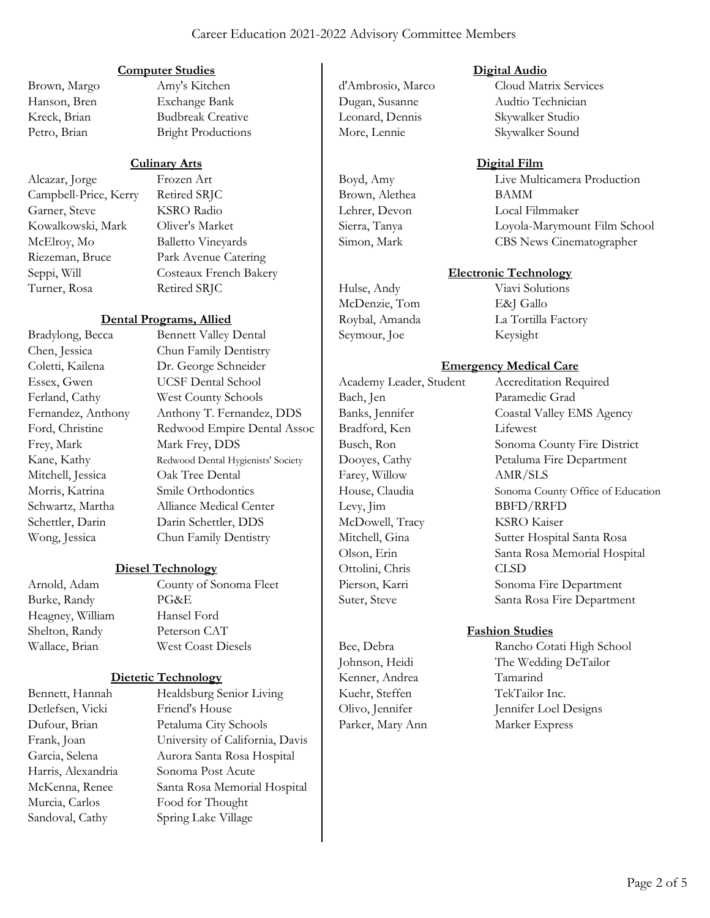# Career Education 2021-2022 Advisory Committee Members

## Computer Studies

| Name | Affiliation |
| --- | --- |
| Brown, Margo | Amy's Kitchen |
| Hanson, Bren | Exchange Bank |
| Kreck, Brian | Budbreak Creative |
| Petro, Brian | Bright Productions |

## Culinary Arts

| Name | Affiliation |
| --- | --- |
| Alcazar, Jorge | Frozen Art |
| Campbell-Price, Kerry | Retired SRJC |
| Garner, Steve | KSRO Radio |
| Kowalkowski, Mark | Oliver's Market |
| McElroy, Mo | Balletto Vineyards |
| Riezeman, Bruce | Park Avenue Catering |
| Seppi, Will | Costeaux French Bakery |
| Turner, Rosa | Retired SRJC |

## Dental Programs, Allied

| Name | Affiliation |
| --- | --- |
| Bradylong, Becca | Bennett Valley Dental |
| Chen, Jessica | Chun Family Dentistry |
| Coletti, Kailena | Dr. George Schneider |
| Essex, Gwen | UCSF Dental School |
| Ferland, Cathy | West County Schools |
| Fernandez, Anthony | Anthony T. Fernandez, DDS |
| Ford, Christine | Redwood Empire Dental Assoc |
| Frey, Mark | Mark Frey, DDS |
| Kane, Kathy | Redwood Dental Hygienists' Society |
| Mitchell, Jessica | Oak Tree Dental |
| Morris, Katrina | Smile Orthodontics |
| Schwartz, Martha | Alliance Medical Center |
| Schettler, Darin | Darin Schettler, DDS |
| Wong, Jessica | Chun Family Dentistry |

## Diesel Technology

| Name | Affiliation |
| --- | --- |
| Arnold, Adam | County of Sonoma Fleet |
| Burke, Randy | PG&E |
| Heagney, William | Hansel Ford |
| Shelton, Randy | Peterson CAT |
| Wallace, Brian | West Coast Diesels |

## Dietetic Technology

| Name | Affiliation |
| --- | --- |
| Bennett, Hannah | Healdsburg Senior Living |
| Detlefsen, Vicki | Friend's House |
| Dufour, Brian | Petaluma City Schools |
| Frank, Joan | University of California, Davis |
| Garcia, Selena | Aurora Santa Rosa Hospital |
| Harris, Alexandria | Sonoma Post Acute |
| McKenna, Renee | Santa Rosa Memorial Hospital |
| Murcia, Carlos | Food for Thought |
| Sandoval, Cathy | Spring Lake Village |

## Digital Audio

| Name | Affiliation |
| --- | --- |
| d'Ambrosio, Marco | Cloud Matrix Services |
| Dugan, Susanne | Audtio Technician |
| Leonard, Dennis | Skywalker Studio |
| More, Lennie | Skywalker Sound |

## Digital Film

| Name | Affiliation |
| --- | --- |
| Boyd, Amy | Live Multicamera Production |
| Brown, Alethea | BAMM |
| Lehrer, Devon | Local Filmmaker |
| Sierra, Tanya | Loyola-Marymount Film School |
| Simon, Mark | CBS News Cinematographer |

## Electronic Technology

| Name | Affiliation |
| --- | --- |
| Hulse, Andy | Viavi Solutions |
| McDenzie, Tom | E&J Gallo |
| Roybal, Amanda | La Tortilla Factory |
| Seymour, Joe | Keysight |

## Emergency Medical Care

| Name | Affiliation |
| --- | --- |
| Academy Leader, Student | Accreditation Required |
| Bach, Jen | Paramedic Grad |
| Banks, Jennifer | Coastal Valley EMS Agency |
| Bradford, Ken | Lifewest |
| Busch, Ron | Sonoma County Fire District |
| Dooyes, Cathy | Petaluma Fire Department |
| Farey, Willow | AMR/SLS |
| House, Claudia | Sonoma County Office of Education |
| Levy, Jim | BBFD/RRFD |
| McDowell, Tracy | KSRO Kaiser |
| Mitchell, Gina | Sutter Hospital Santa Rosa |
| Olson, Erin | Santa Rosa Memorial Hospital |
| Ottolini, Chris | CLSD |
| Pierson, Karri | Sonoma Fire Department |
| Suter, Steve | Santa Rosa Fire Department |

## Fashion Studies

| Name | Affiliation |
| --- | --- |
| Bee, Debra | Rancho Cotati High School |
| Johnson, Heidi | The Wedding DeTailor |
| Kenner, Andrea | Tamarind |
| Kuehr, Steffen | TekTailor Inc. |
| Olivo, Jennifer | Jennifer Loel Designs |
| Parker, Mary Ann | Marker Express |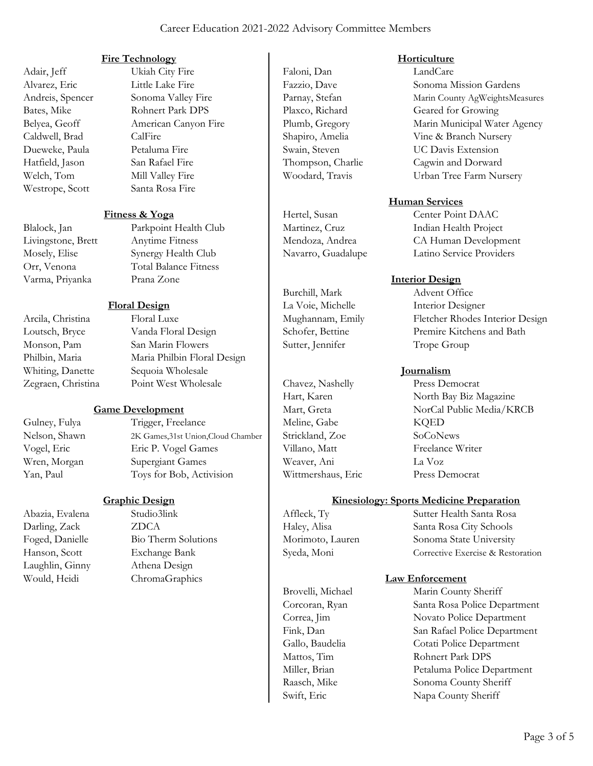# Career Education 2021-2022 Advisory Committee Members

## Fire Technology

| | |
|---|---|
| Adair, Jeff | Ukiah City Fire |
| Alvarez, Eric | Little Lake Fire |
| Andreis, Spencer | Sonoma Valley Fire |
| Bates, Mike | Rohnert Park DPS |
| Belyea, Geoff | American Canyon Fire |
| Caldwell, Brad | CalFire |
| Dueweke, Paula | Petaluma Fire |
| Hatfield, Jason | San Rafael Fire |
| Welch, Tom | Mill Valley Fire |
| Westrope, Scott | Santa Rosa Fire |

## Fitness & Yoga

| | |
|---|---|
| Blalock, Jan | Parkpoint Health Club |
| Livingstone, Brett | Anytime Fitness |
| Mosely, Elise | Synergy Health Club |
| Orr, Venona | Total Balance Fitness |
| Varma, Priyanka | Prana Zone |

## Floral Design

| | |
|---|---|
| Arcila, Christina | Floral Luxe |
| Loutsch, Bryce | Vanda Floral Design |
| Monson, Pam | San Marin Flowers |
| Philbin, Maria | Maria Philbin Floral Design |
| Whiting, Danette | Sequoia Wholesale |
| Zegraen, Christina | Point West Wholesale |

## Game Development

| | |
|---|---|
| Gulney, Fulya | Trigger, Freelance |
| Nelson, Shawn | 2K Games,31st Union,Cloud Chamber |
| Vogel, Eric | Eric P. Vogel Games |
| Wren, Morgan | Supergiant Games |
| Yan, Paul | Toys for Bob, Activision |

## Graphic Design

| | |
|---|---|
| Abazia, Evalena | Studio3link |
| Darling, Zack | ZDCA |
| Foged, Danielle | Bio Therm Solutions |
| Hanson, Scott | Exchange Bank |
| Laughlin, Ginny | Athena Design |
| Would, Heidi | ChromaGraphics |

## Horticulture

| | |
|---|---|
| Faloni, Dan | LandCare |
| Fazzio, Dave | Sonoma Mission Gardens |
| Parnay, Stefan | Marin County AgWeightsMeasures |
| Plaxco, Richard | Geared for Growing |
| Plumb, Gregory | Marin Municipal Water Agency |
| Shapiro, Amelia | Vine & Branch Nursery |
| Swain, Steven | UC Davis Extension |
| Thompson, Charlie | Cagwin and Dorward |
| Woodard, Travis | Urban Tree Farm Nursery |

## Human Services

| | |
|---|---|
| Hertel, Susan | Center Point DAAC |
| Martinez, Cruz | Indian Health Project |
| Mendoza, Andrea | CA Human Development |
| Navarro, Guadalupe | Latino Service Providers |

## Interior Design

| | |
|---|---|
| Burchill, Mark | Advent Office |
| La Voie, Michelle | Interior Designer |
| Mughannam, Emily | Fletcher Rhodes Interior Design |
| Schofer, Bettine | Premire Kitchens and Bath |
| Sutter, Jennifer | Trope Group |

## Journalism

| | |
|---|---|
| Chavez, Nashelly | Press Democrat |
| Hart, Karen | North Bay Biz Magazine |
| Mart, Greta | NorCal Public Media/KRCB |
| Meline, Gabe | KQED |
| Strickland, Zoe | SoCoNews |
| Villano, Matt | Freelance Writer |
| Weaver, Ani | La Voz |
| Wittmershaus, Eric | Press Democrat |

## Kinesiology: Sports Medicine Preparation

| | |
|---|---|
| Affleck, Ty | Sutter Health Santa Rosa |
| Haley, Alisa | Santa Rosa City Schools |
| Morimoto, Lauren | Sonoma State University |
| Syeda, Moni | Corrective Exercise & Restoration |

## Law Enforcement

| | |
|---|---|
| Brovelli, Michael | Marin County Sheriff |
| Corcoran, Ryan | Santa Rosa Police Department |
| Correa, Jim | Novato Police Department |
| Fink, Dan | San Rafael Police Department |
| Gallo, Baudelia | Cotati Police Department |
| Mattos, Tim | Rohnert Park DPS |
| Miller, Brian | Petaluma Police Department |
| Raasch, Mike | Sonoma County Sheriff |
| Swift, Eric | Napa County Sheriff |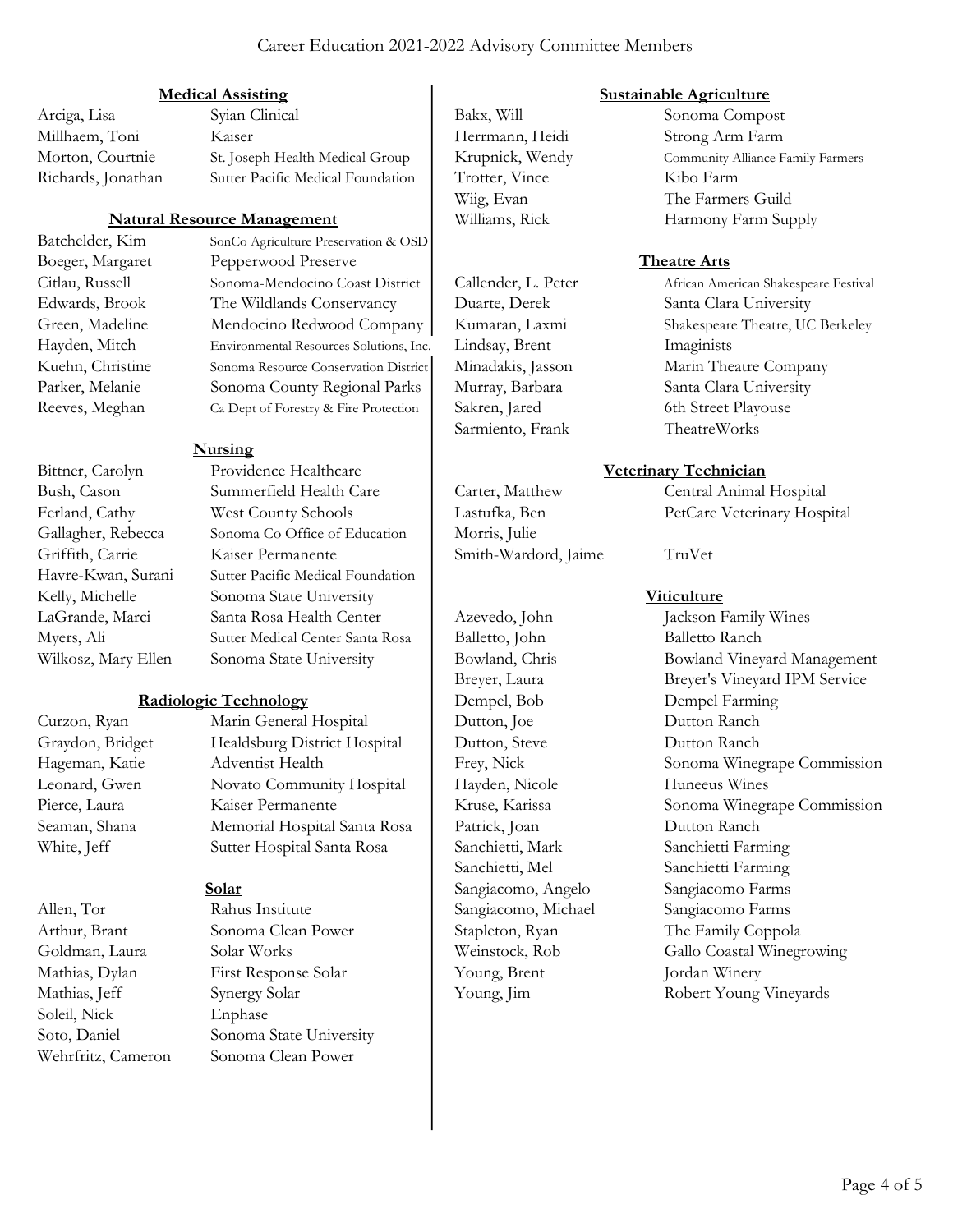# Career Education 2021-2022 Advisory Committee Members

### Medical Assisting

| Name | Organization |
| --- | --- |
| Arciga, Lisa | Syian Clinical |
| Millhaem, Toni | Kaiser |
| Morton, Courtnie | St. Joseph Health Medical Group |
| Richards, Jonathan | Sutter Pacific Medical Foundation |

### Natural Resource Management

| Name | Organization |
| --- | --- |
| Batchelder, Kim | SonCo Agriculture Preservation & OSD |
| Boeger, Margaret | Pepperwood Preserve |
| Citlau, Russell | Sonoma-Mendocino Coast District |
| Edwards, Brook | The Wildlands Conservancy |
| Green, Madeline | Mendocino Redwood Company |
| Hayden, Mitch | Environmental Resources Solutions, Inc. |
| Kuehn, Christine | Sonoma Resource Conservation District |
| Parker, Melanie | Sonoma County Regional Parks |
| Reeves, Meghan | Ca Dept of Forestry & Fire Protection |

### Nursing

| Name | Organization |
| --- | --- |
| Bittner, Carolyn | Providence Healthcare |
| Bush, Cason | Summerfield Health Care |
| Ferland, Cathy | West County Schools |
| Gallagher, Rebecca | Sonoma Co Office of Education |
| Griffith, Carrie | Kaiser Permanente |
| Havre-Kwan, Surani | Sutter Pacific Medical Foundation |
| Kelly, Michelle | Sonoma State University |
| LaGrande, Marci | Santa Rosa Health Center |
| Myers, Ali | Sutter Medical Center Santa Rosa |
| Wilkosz, Mary Ellen | Sonoma State University |

### Radiologic Technology

| Name | Organization |
| --- | --- |
| Curzon, Ryan | Marin General Hospital |
| Graydon, Bridget | Healdsburg District Hospital |
| Hageman, Katie | Adventist Health |
| Leonard, Gwen | Novato Community Hospital |
| Pierce, Laura | Kaiser Permanente |
| Seaman, Shana | Memorial Hospital Santa Rosa |
| White, Jeff | Sutter Hospital Santa Rosa |

### Solar

| Name | Organization |
| --- | --- |
| Allen, Tor | Rahus Institute |
| Arthur, Brant | Sonoma Clean Power |
| Goldman, Laura | Solar Works |
| Mathias, Dylan | First Response Solar |
| Mathias, Jeff | Synergy Solar |
| Soleil, Nick | Enphase |
| Soto, Daniel | Sonoma State University |
| Wehrfritz, Cameron | Sonoma Clean Power |

### Sustainable Agriculture

| Name | Organization |
| --- | --- |
| Bakx, Will | Sonoma Compost |
| Herrmann, Heidi | Strong Arm Farm |
| Krupnick, Wendy | Community Alliance Family Farmers |
| Trotter, Vince | Kibo Farm |
| Wiig, Evan | The Farmers Guild |
| Williams, Rick | Harmony Farm Supply |

### Theatre Arts

| Name | Organization |
| --- | --- |
| Callender, L. Peter | African American Shakespeare Festival |
| Duarte, Derek | Santa Clara University |
| Kumaran, Laxmi | Shakespeare Theatre, UC Berkeley |
| Lindsay, Brent | Imaginists |
| Minadakis, Jasson | Marin Theatre Company |
| Murray, Barbara | Santa Clara University |
| Sakren, Jared | 6th Street Playouse |
| Sarmiento, Frank | TheatreWorks |

### Veterinary Technician

| Name | Organization |
| --- | --- |
| Carter, Matthew | Central Animal Hospital |
| Lastufka, Ben | PetCare Veterinary Hospital |
| Morris, Julie | |
| Smith-Wardord, Jaime | TruVet |

### Viticulture

| Name | Organization |
| --- | --- |
| Azevedo, John | Jackson Family Wines |
| Balletto, John | Balletto Ranch |
| Bowland, Chris | Bowland Vineyard Management |
| Breyer, Laura | Breyer's Vineyard IPM Service |
| Dempel, Bob | Dempel Farming |
| Dutton, Joe | Dutton Ranch |
| Dutton, Steve | Dutton Ranch |
| Frey, Nick | Sonoma Winegrape Commission |
| Hayden, Nicole | Huneeus Wines |
| Kruse, Karissa | Sonoma Winegrape Commission |
| Patrick, Joan | Dutton Ranch |
| Sanchietti, Mark | Sanchietti Farming |
| Sanchietti, Mel | Sanchietti Farming |
| Sangiacomo, Angelo | Sangiacomo Farms |
| Sangiacomo, Michael | Sangiacomo Farms |
| Stapleton, Ryan | The Family Coppola |
| Weinstock, Rob | Gallo Coastal Winegrowing |
| Young, Brent | Jordan Winery |
| Young, Jim | Robert Young Vineyards |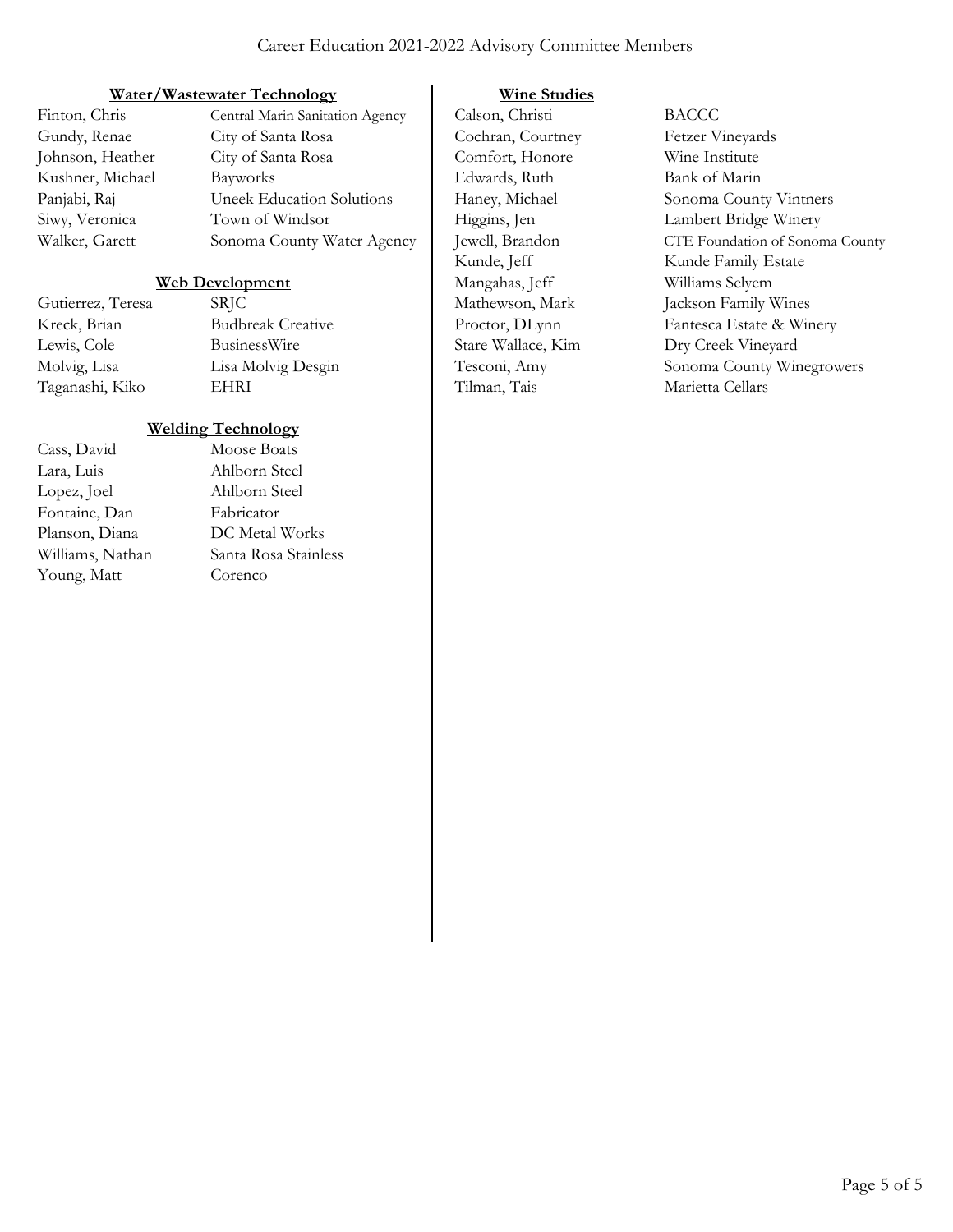Career Education 2021-2022 Advisory Committee Members

### Water/Wastewater Technology

| | |
|---|---|
| Finton, Chris | Central Marin Sanitation Agency |
| Gundy, Renae | City of Santa Rosa |
| Johnson, Heather | City of Santa Rosa |
| Kushner, Michael | Bayworks |
| Panjabi, Raj | Uneek Education Solutions |
| Siwy, Veronica | Town of Windsor |
| Walker, Garett | Sonoma County Water Agency |

### Web Development

| | |
|---|---|
| Gutierrez, Teresa | SRJC |
| Kreck, Brian | Budbreak Creative |
| Lewis, Cole | BusinessWire |
| Molvig, Lisa | Lisa Molvig Desgin |
| Taganashi, Kiko | EHRI |

### Welding Technology

| | |
|---|---|
| Cass, David | Moose Boats |
| Lara, Luis | Ahlborn Steel |
| Lopez, Joel | Ahlborn Steel |
| Fontaine, Dan | Fabricator |
| Planson, Diana | DC Metal Works |
| Williams, Nathan | Santa Rosa Stainless |
| Young, Matt | Corenco |

### Wine Studies

| | |
|---|---|
| Calson, Christi | BACCC |
| Cochran, Courtney | Fetzer Vineyards |
| Comfort, Honore | Wine Institute |
| Edwards, Ruth | Bank of Marin |
| Haney, Michael | Sonoma County Vintners |
| Higgins, Jen | Lambert Bridge Winery |
| Jewell, Brandon | CTE Foundation of Sonoma County |
| Kunde, Jeff | Kunde Family Estate |
| Mangahas, Jeff | Williams Selyem |
| Mathewson, Mark | Jackson Family Wines |
| Proctor, DLynn | Fantesca Estate & Winery |
| Stare Wallace, Kim | Dry Creek Vineyard |
| Tesconi, Amy | Sonoma County Winegrowers |
| Tilman, Tais | Marietta Cellars |